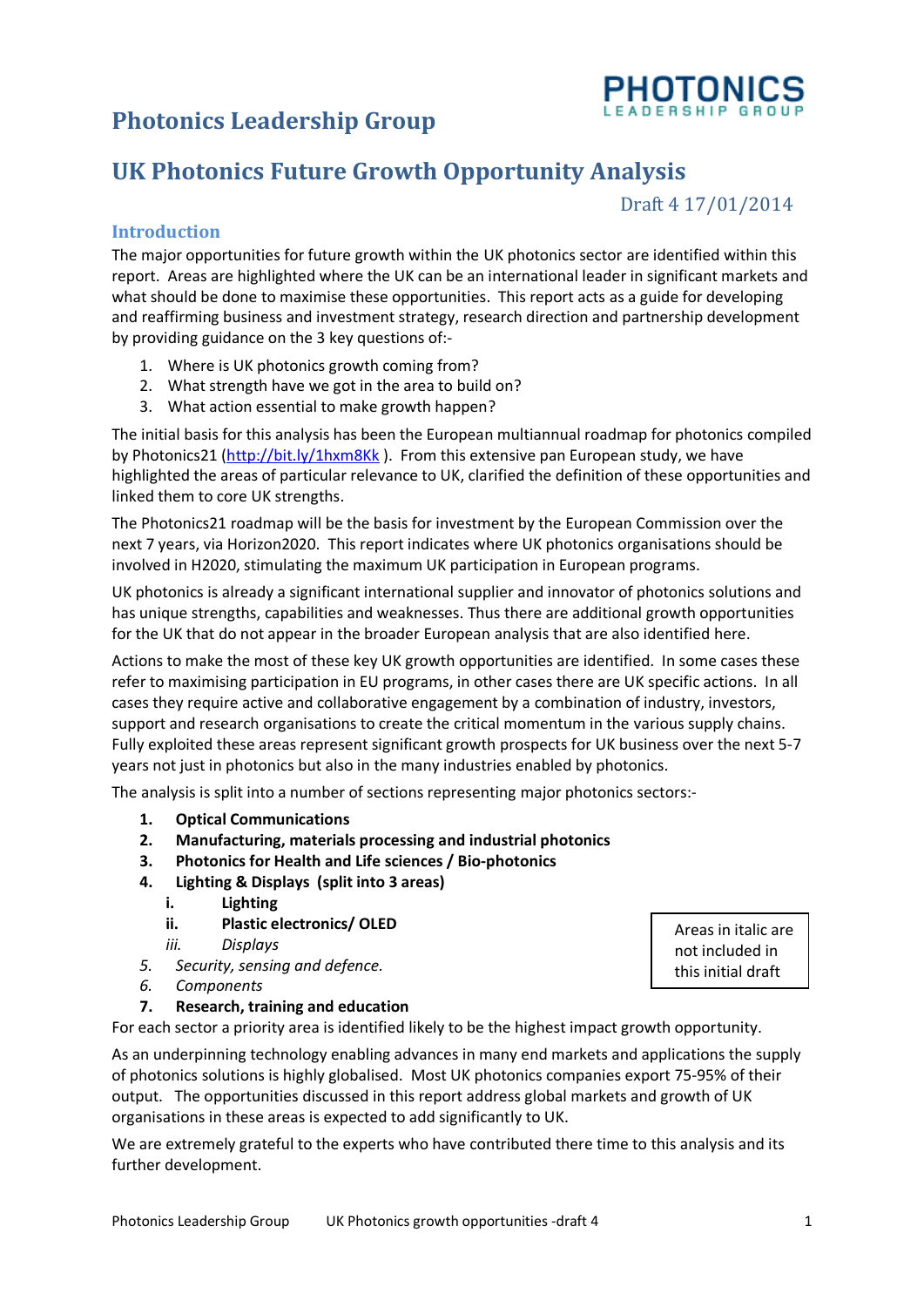# Photonics Leadership Group

PHOTONICS LEADERSHIP GROUP

## UK Photonics Future Growth Opportunity Analysis

Draft 4 17/01/2014

### Introduction

The major opportunities for future growth within the UK photonics sector are identified within this report. Areas are highlighted where the UK can be an international leader in significant markets and what should be done to maximise these opportunities. This report acts as a guide for developing and reaffirming business and investment strategy, research direction and partnership development by providing guidance on the 3 key questions of:-

1. Where is UK photonics growth coming from?
2. What strength have we got in the area to build on?
3. What action essential to make growth happen?

The initial basis for this analysis has been the European multiannual roadmap for photonics compiled by Photonics21 (http://bit.ly/1hxm8Kk ). From this extensive pan European study, we have highlighted the areas of particular relevance to UK, clarified the definition of these opportunities and linked them to core UK strengths.

The Photonics21 roadmap will be the basis for investment by the European Commission over the next 7 years, via Horizon2020. This report indicates where UK photonics organisations should be involved in H2020, stimulating the maximum UK participation in European programs.

UK photonics is already a significant international supplier and innovator of photonics solutions and has unique strengths, capabilities and weaknesses. Thus there are additional growth opportunities for the UK that do not appear in the broader European analysis that are also identified here.

Actions to make the most of these key UK growth opportunities are identified. In some cases these refer to maximising participation in EU programs, in other cases there are UK specific actions. In all cases they require active and collaborative engagement by a combination of industry, investors, support and research organisations to create the critical momentum in the various supply chains. Fully exploited these areas represent significant growth prospects for UK business over the next 5-7 years not just in photonics but also in the many industries enabled by photonics.

The analysis is split into a number of sections representing major photonics sectors:-

1. **Optical Communications**
2. **Manufacturing, materials processing and industrial photonics**
3. **Photonics for Health and Life sciences / Bio-photonics**
4. **Lighting & Displays (split into 3 areas)**
   i. **Lighting**
   ii. **Plastic electronics/ OLED**
   iii. *Displays*
5. *Security, sensing and defence.*
6. *Components*
7. **Research, training and education**

> Areas in italic are not included in this initial draft

For each sector a priority area is identified likely to be the highest impact growth opportunity.

As an underpinning technology enabling advances in many end markets and applications the supply of photonics solutions is highly globalised. Most UK photonics companies export 75-95% of their output. The opportunities discussed in this report address global markets and growth of UK organisations in these areas is expected to add significantly to UK.

We are extremely grateful to the experts who have contributed there time to this analysis and its further development.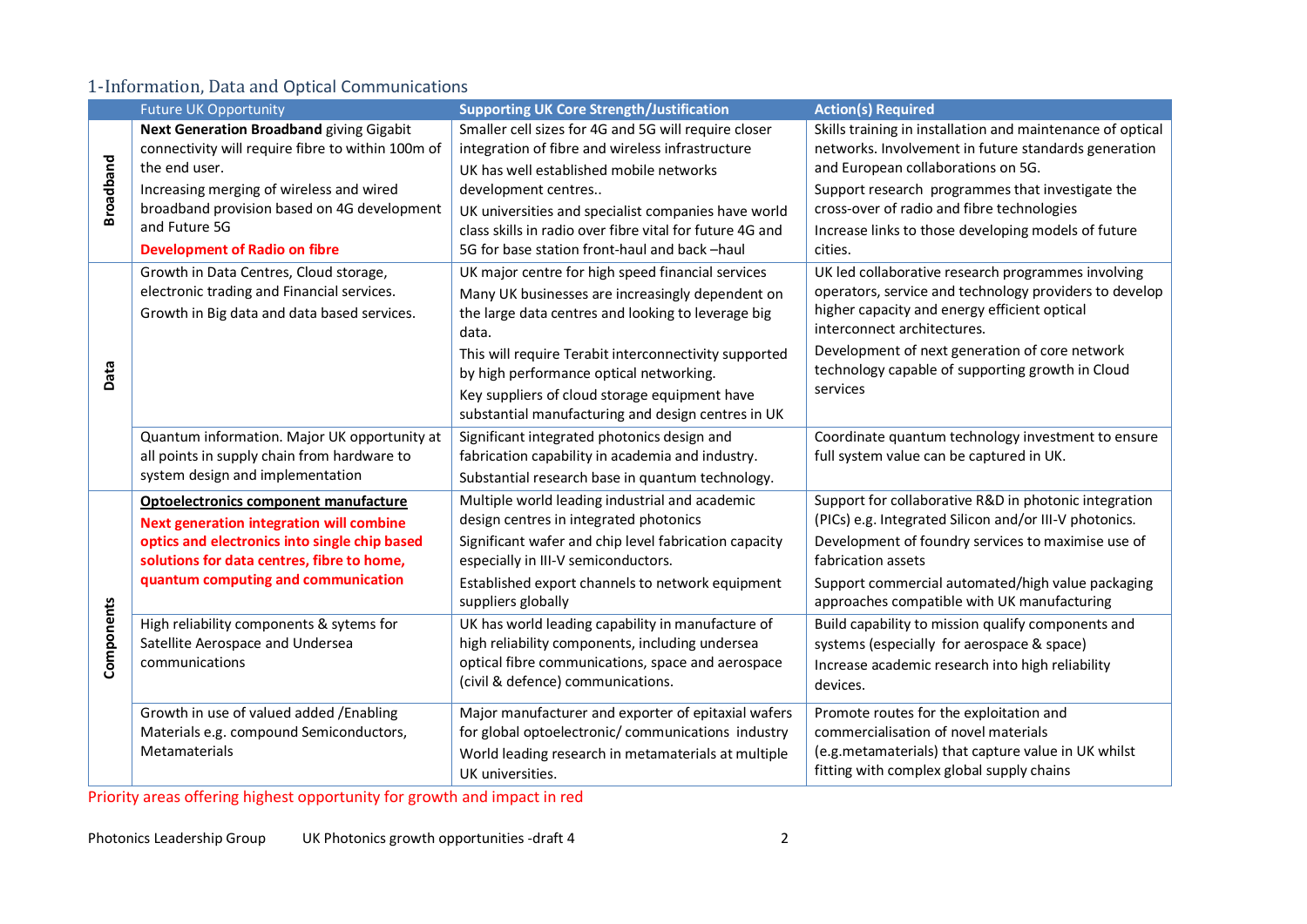## 1-Information, Data and Optical Communications

| | Future UK Opportunity | Supporting UK Core Strength/Justification | Action(s) Required |
|---|---|---|---|
| **Broadband** | **Next Generation Broadband** giving Gigabit connectivity will require fibre to within 100m of the end user.<br>Increasing merging of wireless and wired broadband provision based on 4G development and Future 5G<br>**Development of Radio on fibre** | Smaller cell sizes for 4G and 5G will require closer integration of fibre and wireless infrastructure<br>UK has well established mobile networks development centres..<br>UK universities and specialist companies have world class skills in radio over fibre vital for future 4G and 5G for base station front-haul and back –haul | Skills training in installation and maintenance of optical networks. Involvement in future standards generation and European collaborations on 5G.<br>Support research programmes that investigate the cross-over of radio and fibre technologies<br>Increase links to those developing models of future cities. |
| **Data** | Growth in Data Centres, Cloud storage, electronic trading and Financial services.<br>Growth in Big data and data based services. | UK major centre for high speed financial services<br>Many UK businesses are increasingly dependent on the large data centres and looking to leverage big data.<br>This will require Terabit interconnectivity supported by high performance optical networking.<br>Key suppliers of cloud storage equipment have substantial manufacturing and design centres in UK | UK led collaborative research programmes involving operators, service and technology providers to develop higher capacity and energy efficient optical interconnect architectures.<br>Development of next generation of core network technology capable of supporting growth in Cloud services |
| | Quantum information. Major UK opportunity at all points in supply chain from hardware to system design and implementation | Significant integrated photonics design and fabrication capability in academia and industry.<br>Substantial research base in quantum technology. | Coordinate quantum technology investment to ensure full system value can be captured in UK. |
| **Components** | **Optoelectronics component manufacture**<br>**Next generation integration will combine optics and electronics into single chip based solutions for data centres, fibre to home, quantum computing and communication** | Multiple world leading industrial and academic design centres in integrated photonics<br>Significant wafer and chip level fabrication capacity especially in III-V semiconductors.<br>Established export channels to network equipment suppliers globally | Support for collaborative R&D in photonic integration (PICs) e.g. Integrated Silicon and/or III-V photonics.<br>Development of foundry services to maximise use of fabrication assets<br>Support commercial automated/high value packaging approaches compatible with UK manufacturing |
| | High reliability components & sytems for Satellite Aerospace and Undersea communications | UK has world leading capability in manufacture of high reliability components, including undersea optical fibre communications, space and aerospace (civil & defence) communications. | Build capability to mission qualify components and systems (especially for aerospace & space)<br>Increase academic research into high reliability devices. |
| | Growth in use of valued added /Enabling Materials e.g. compound Semiconductors, Metamaterials | Major manufacturer and exporter of epitaxial wafers for global optoelectronic/ communications industry<br>World leading research in metamaterials at multiple UK universities. | Promote routes for the exploitation and commercialisation of novel materials (e.g.metamaterials) that capture value in UK whilst fitting with complex global supply chains |

Priority areas offering highest opportunity for growth and impact in red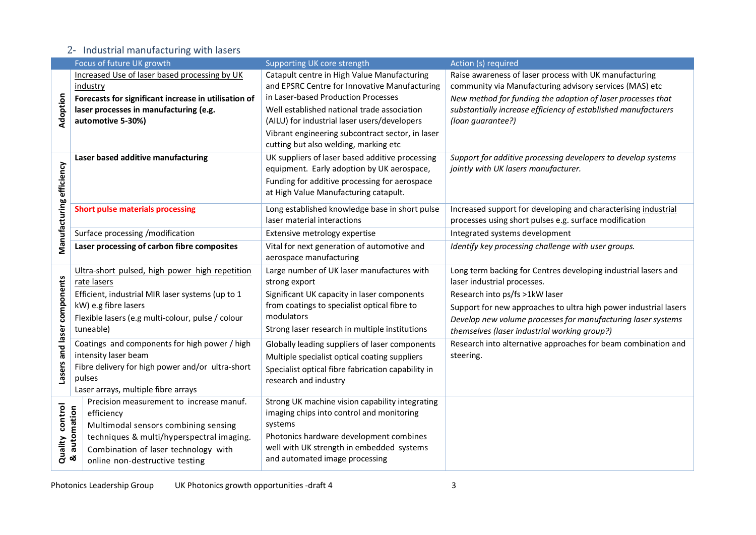## 2- Industrial manufacturing with lasers

| | Focus of future UK growth | Supporting UK core strength | Action (s) required |
|---|---|---|---|
| **Adoption** | Increased Use of laser based processing by UK industry<br>**Forecasts for significant increase in utilisation of laser processes in manufacturing (e.g. automotive 5-30%)** | Catapult centre in High Value Manufacturing and EPSRC Centre for Innovative Manufacturing in Laser-based Production Processes<br>Well established national trade association (AILU) for industrial laser users/developers<br>Vibrant engineering subcontract sector, in laser cutting but also welding, marking etc | Raise awareness of laser process with UK manufacturing community via Manufacturing advisory services (MAS) etc<br>*New method for funding the adoption of laser processes that substantially increase efficiency of established manufacturers (loan guarantee?)* |
| **Manufacturing efficiency** | **Laser based additive manufacturing** | UK suppliers of laser based additive processing equipment. Early adoption by UK aerospace, Funding for additive processing for aerospace at High Value Manufacturing catapult. | *Support for additive processing developers to develop systems jointly with UK lasers manufacturer.* |
| | **Short pulse materials processing** | Long established knowledge base in short pulse laser material interactions | Increased support for developing and characterising industrial processes using short pulses e.g. surface modification |
| | Surface processing /modification | Extensive metrology expertise | Integrated systems development |
| | **Laser processing of carbon fibre composites** | Vital for next generation of automotive and aerospace manufacturing | *Identify key processing challenge with user groups.* |
| **Lasers and laser components** | Ultra-short pulsed, high power high repetition rate lasers<br>Efficient, industrial MIR laser systems (up to 1 kW) e.g fibre lasers<br>Flexible lasers (e.g multi-colour, pulse / colour tuneable) | Large number of UK laser manufactures with strong export<br>Significant UK capacity in laser components from coatings to specialist optical fibre to modulators<br>Strong laser research in multiple institutions | Long term backing for Centres developing industrial lasers and laser industrial processes.<br>Research into ps/fs >1kW laser<br>Support for new approaches to ultra high power industrial lasers<br>*Develop new volume processes for manufacturing laser systems themselves (laser industrial working group?)* |
| | Coatings and components for high power / high intensity laser beam<br>Fibre delivery for high power and/or ultra-short pulses<br>Laser arrays, multiple fibre arrays | Globally leading suppliers of laser components<br>Multiple specialist optical coating suppliers<br>Specialist optical fibre fabrication capability in research and industry | Research into alternative approaches for beam combination and steering. |
| **Quality control & automation** | Precision measurement to increase manuf. efficiency<br>Multimodal sensors combining sensing techniques & multi/hyperspectral imaging.<br>Combination of laser technology with online non-destructive testing | Strong UK machine vision capability integrating imaging chips into control and monitoring systems<br>Photonics hardware development combines well with UK strength in embedded systems and automated image processing | |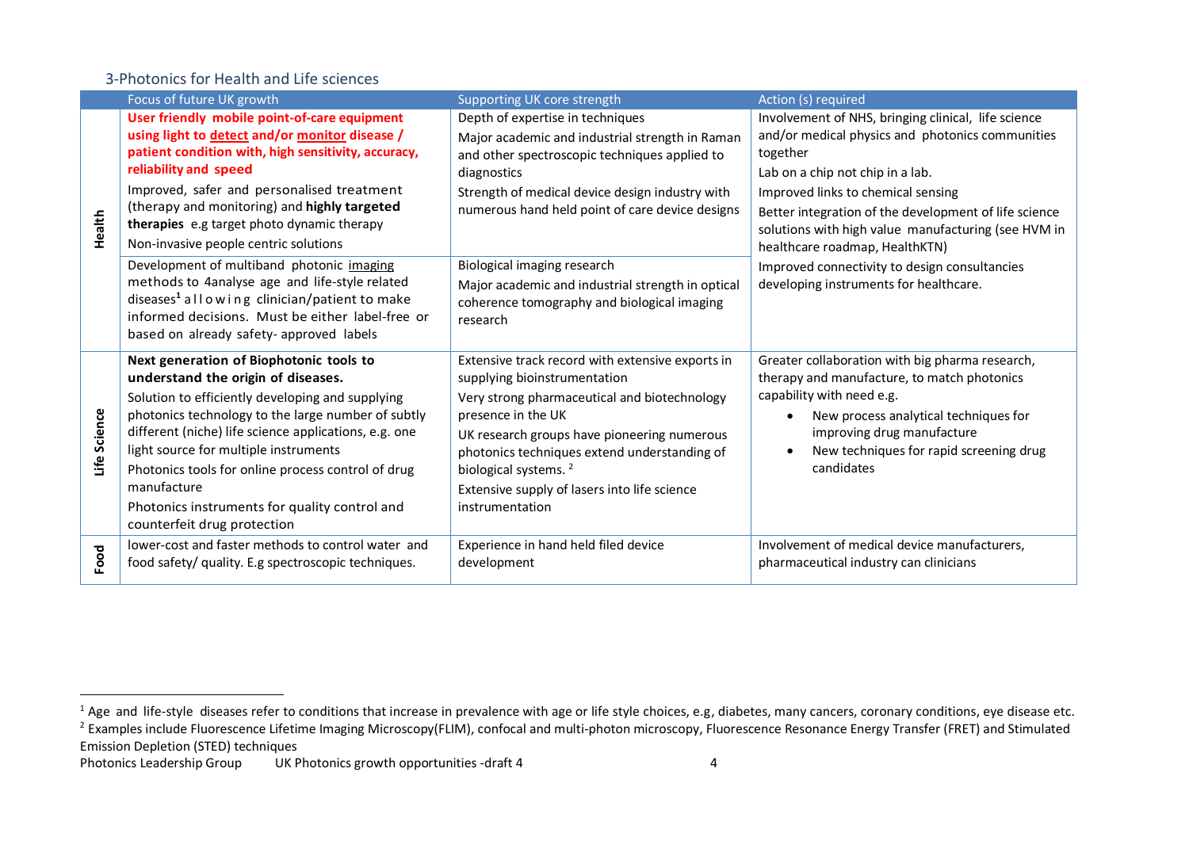### 3-Photonics for Health and Life sciences

| | Focus of future UK growth | Supporting UK core strength | Action (s) required |
|---|---|---|---|
| **Health** | **User friendly mobile point-of-care equipment using light to detect and/or monitor disease / patient condition with, high sensitivity, accuracy, reliability and speed**<br>Improved, safer and personalised treatment (therapy and monitoring) and **highly targeted therapies** e.g target photo dynamic therapy<br>Non-invasive people centric solutions | Depth of expertise in techniques<br>Major academic and industrial strength in Raman and other spectroscopic techniques applied to diagnostics<br>Strength of medical device design industry with numerous hand held point of care device designs | Involvement of NHS, bringing clinical, life science and/or medical physics and photonics communities together<br>Lab on a chip not chip in a lab.<br>Improved links to chemical sensing<br>Better integration of the development of life science solutions with high value manufacturing (see HVM in healthcare roadmap, HealthKTN)<br>Improved connectivity to design consultancies developing instruments for healthcare. |
| | Development of multiband photonic imaging methods to 4analyse age and life-style related diseases[1] allowing clinician/patient to make informed decisions. Must be either label-free or based on already safety- approved labels | Biological imaging research<br>Major academic and industrial strength in optical coherence tomography and biological imaging research | |
| **Life Science** | **Next generation of Biophotonic tools to understand the origin of diseases.**<br>Solution to efficiently developing and supplying photonics technology to the large number of subtly different (niche) life science applications, e.g. one light source for multiple instruments<br>Photonics tools for online process control of drug manufacture<br>Photonics instruments for quality control and counterfeit drug protection | Extensive track record with extensive exports in supplying bioinstrumentation<br>Very strong pharmaceutical and biotechnology presence in the UK<br>UK research groups have pioneering numerous photonics techniques extend understanding of biological systems. [2]<br>Extensive supply of lasers into life science instrumentation | Greater collaboration with big pharma research, therapy and manufacture, to match photonics capability with need e.g.<br>• New process analytical techniques for improving drug manufacture<br>• New techniques for rapid screening drug candidates |
| **Food** | lower-cost and faster methods to control water and food safety/ quality. E.g spectroscopic techniques. | Experience in hand held filed device development | Involvement of medical device manufacturers, pharmaceutical industry can clinicians |

[1] Age and life-style diseases refer to conditions that increase in prevalence with age or life style choices, e.g, diabetes, many cancers, coronary conditions, eye disease etc.

[2] Examples include Fluorescence Lifetime Imaging Microscopy(FLIM), confocal and multi-photon microscopy, Fluorescence Resonance Energy Transfer (FRET) and Stimulated Emission Depletion (STED) techniques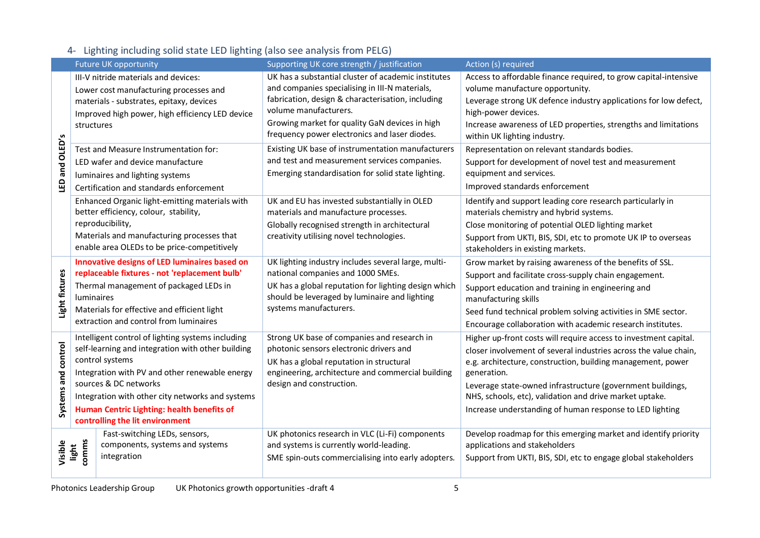## 4- Lighting including solid state LED lighting (also see analysis from PELG)

| | Future UK opportunity | Supporting UK core strength / justification | Action (s) required |
|---|---|---|---|
| LED and OLED's | III-V nitride materials and devices:<br>Lower cost manufacturing processes and materials - substrates, epitaxy, devices<br>Improved high power, high efficiency LED device structures | UK has a substantial cluster of academic institutes and companies specialising in III-N materials, fabrication, design & characterisation, including volume manufacturers.<br>Growing market for quality GaN devices in high frequency power electronics and laser diodes. | Access to affordable finance required, to grow capital-intensive volume manufacture opportunity.<br>Leverage strong UK defence industry applications for low defect, high-power devices.<br>Increase awareness of LED properties, strengths and limitations within UK lighting industry. |
| | Test and Measure Instrumentation for:<br>LED wafer and device manufacture<br>luminaires and lighting systems<br>Certification and standards enforcement | Existing UK base of instrumentation manufacturers and test and measurement services companies.<br>Emerging standardisation for solid state lighting. | Representation on relevant standards bodies.<br>Support for development of novel test and measurement equipment and services.<br>Improved standards enforcement |
| | Enhanced Organic light-emitting materials with better efficiency, colour, stability, reproducibility,<br>Materials and manufacturing processes that enable area OLEDs to be price-competitively | UK and EU has invested substantially in OLED materials and manufacture processes.<br>Globally recognised strength in architectural creativity utilising novel technologies. | Identify and support leading core research particularly in materials chemistry and hybrid systems.<br>Close monitoring of potential OLED lighting market<br>Support from UKTI, BIS, SDI, etc to promote UK IP to overseas stakeholders in existing markets. |
| Light fixtures | **Innovative designs of LED luminaires based on replaceable fixtures - not 'replacement bulb'**<br>Thermal management of packaged LEDs in luminaires<br>Materials for effective and efficient light extraction and control from luminaires | UK lighting industry includes several large, multi-national companies and 1000 SMEs.<br>UK has a global reputation for lighting design which should be leveraged by luminaire and lighting systems manufacturers. | Grow market by raising awareness of the benefits of SSL.<br>Support and facilitate cross-supply chain engagement.<br>Support education and training in engineering and manufacturing skills<br>Seed fund technical problem solving activities in SME sector.<br>Encourage collaboration with academic research institutes. |
| Systems and control | Intelligent control of lighting systems including self-learning and integration with other building control systems<br>Integration with PV and other renewable energy sources & DC networks<br>Integration with other city networks and systems<br>**Human Centric Lighting: health benefits of controlling the lit environment** | Strong UK base of companies and research in photonic sensors electronic drivers and<br>UK has a global reputation in structural engineering, architecture and commercial building design and construction. | Higher up-front costs will require access to investment capital.<br>closer involvement of several industries across the value chain, e.g. architecture, construction, building management, power generation.<br>Leverage state-owned infrastructure (government buildings, NHS, schools, etc), validation and drive market uptake.<br>Increase understanding of human response to LED lighting |
| Visible light comms | Fast-switching LEDs, sensors, components, systems and systems integration | UK photonics research in VLC (Li-Fi) components and systems is currently world-leading.<br>SME spin-outs commercialising into early adopters. | Develop roadmap for this emerging market and identify priority applications and stakeholders<br>Support from UKTI, BIS, SDI, etc to engage global stakeholders |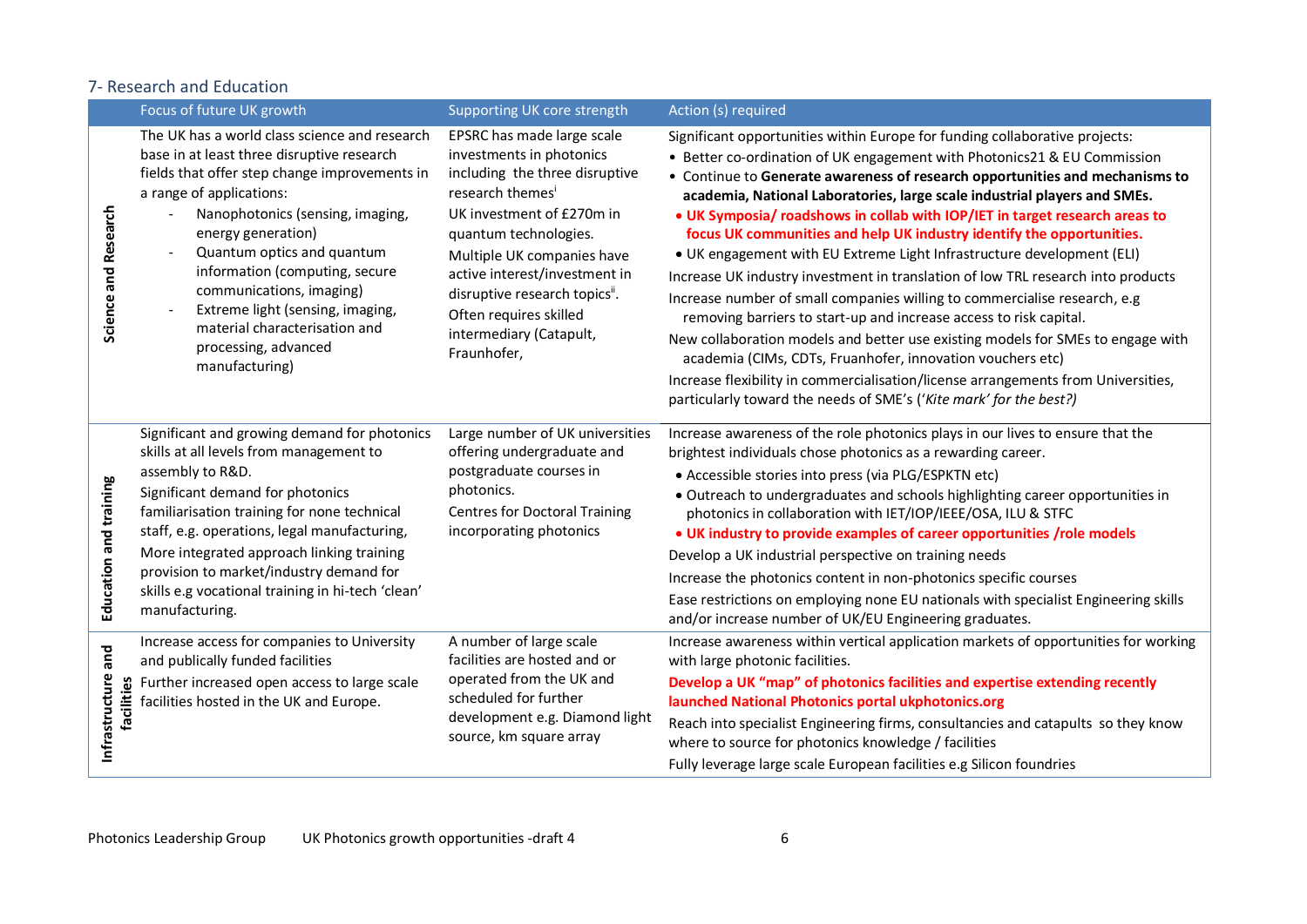## 7- Research and Education

| | Focus of future UK growth | Supporting UK core strength | Action (s) required |
|---|---|---|---|
| **Science and Research** | The UK has a world class science and research base in at least three disruptive research fields that offer step change improvements in a range of applications:<br>- Nanophotonics (sensing, imaging, energy generation)<br>- Quantum optics and quantum information (computing, secure communications, imaging)<br>- Extreme light (sensing, imaging, material characterisation and processing, advanced manufacturing) | EPSRC has made large scale investments in photonics including the three disruptive research themes[i]<br>UK investment of £270m in quantum technologies.<br>Multiple UK companies have active interest/investment in disruptive research topics[ii].<br>Often requires skilled intermediary (Catapult, Fraunhofer, | Significant opportunities within Europe for funding collaborative projects:<br>• Better co-ordination of UK engagement with Photonics21 & EU Commission<br>• Continue to **Generate awareness of research opportunities and mechanisms to academia, National Laboratories, large scale industrial players and SMEs.**<br>• **UK Symposia/ roadshows in collab with IOP/IET in target research areas to focus UK communities and help UK industry identify the opportunities.**<br>• UK engagement with EU Extreme Light Infrastructure development (ELI)<br>Increase UK industry investment in translation of low TRL research into products<br>Increase number of small companies willing to commercialise research, e.g removing barriers to start-up and increase access to risk capital.<br>New collaboration models and better use existing models for SMEs to engage with academia (CIMs, CDTs, Fruanhofer, innovation vouchers etc)<br>Increase flexibility in commercialisation/license arrangements from Universities, particularly toward the needs of SME's (*'Kite mark' for the best?)* |
| **Education and training** | Significant and growing demand for photonics skills at all levels from management to assembly to R&D.<br>Significant demand for photonics familiarisation training for none technical staff, e.g. operations, legal manufacturing,<br>More integrated approach linking training provision to market/industry demand for skills e.g vocational training in hi-tech 'clean' manufacturing. | Large number of UK universities offering undergraduate and postgraduate courses in photonics.<br>Centres for Doctoral Training incorporating photonics | Increase awareness of the role photonics plays in our lives to ensure that the brightest individuals chose photonics as a rewarding career.<br>• Accessible stories into press (via PLG/ESPKTN etc)<br>• Outreach to undergraduates and schools highlighting career opportunities in photonics in collaboration with IET/IOP/IEEE/OSA, ILU & STFC<br>• **UK industry to provide examples of career opportunities /role models**<br>Develop a UK industrial perspective on training needs<br>Increase the photonics content in non-photonics specific courses<br>Ease restrictions on employing none EU nationals with specialist Engineering skills and/or increase number of UK/EU Engineering graduates. |
| **Infrastructure and facilities** | Increase access for companies to University and publically funded facilities<br>Further increased open access to large scale facilities hosted in the UK and Europe. | A number of large scale facilities are hosted and or operated from the UK and scheduled for further development e.g. Diamond light source, km square array | Increase awareness within vertical application markets of opportunities for working with large photonic facilities.<br>**Develop a UK "map" of photonics facilities and expertise extending recently launched National Photonics portal ukphotonics.org**<br>Reach into specialist Engineering firms, consultancies and catapults so they know where to source for photonics knowledge / facilities<br>Fully leverage large scale European facilities e.g Silicon foundries |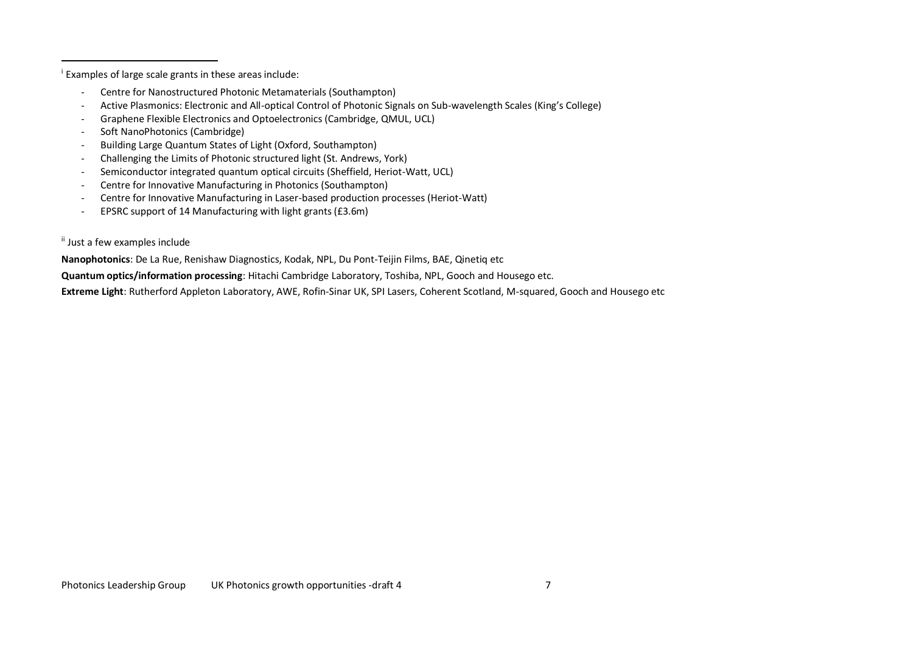[i] Examples of large scale grants in these areas include:

- Centre for Nanostructured Photonic Metamaterials (Southampton)
- Active Plasmonics: Electronic and All-optical Control of Photonic Signals on Sub-wavelength Scales (King's College)
- Graphene Flexible Electronics and Optoelectronics (Cambridge, QMUL, UCL)
- Soft NanoPhotonics (Cambridge)
- Building Large Quantum States of Light (Oxford, Southampton)
- Challenging the Limits of Photonic structured light (St. Andrews, York)
- Semiconductor integrated quantum optical circuits (Sheffield, Heriot-Watt, UCL)
- Centre for Innovative Manufacturing in Photonics (Southampton)
- Centre for Innovative Manufacturing in Laser-based production processes (Heriot-Watt)
- EPSRC support of 14 Manufacturing with light grants (£3.6m)

[ii] Just a few examples include

**Nanophotonics**: De La Rue, Renishaw Diagnostics, Kodak, NPL, Du Pont-Teijin Films, BAE, Qinetiq etc

**Quantum optics/information processing**: Hitachi Cambridge Laboratory, Toshiba, NPL, Gooch and Housego etc.

**Extreme Light**: Rutherford Appleton Laboratory, AWE, Rofin-Sinar UK, SPI Lasers, Coherent Scotland, M-squared, Gooch and Housego etc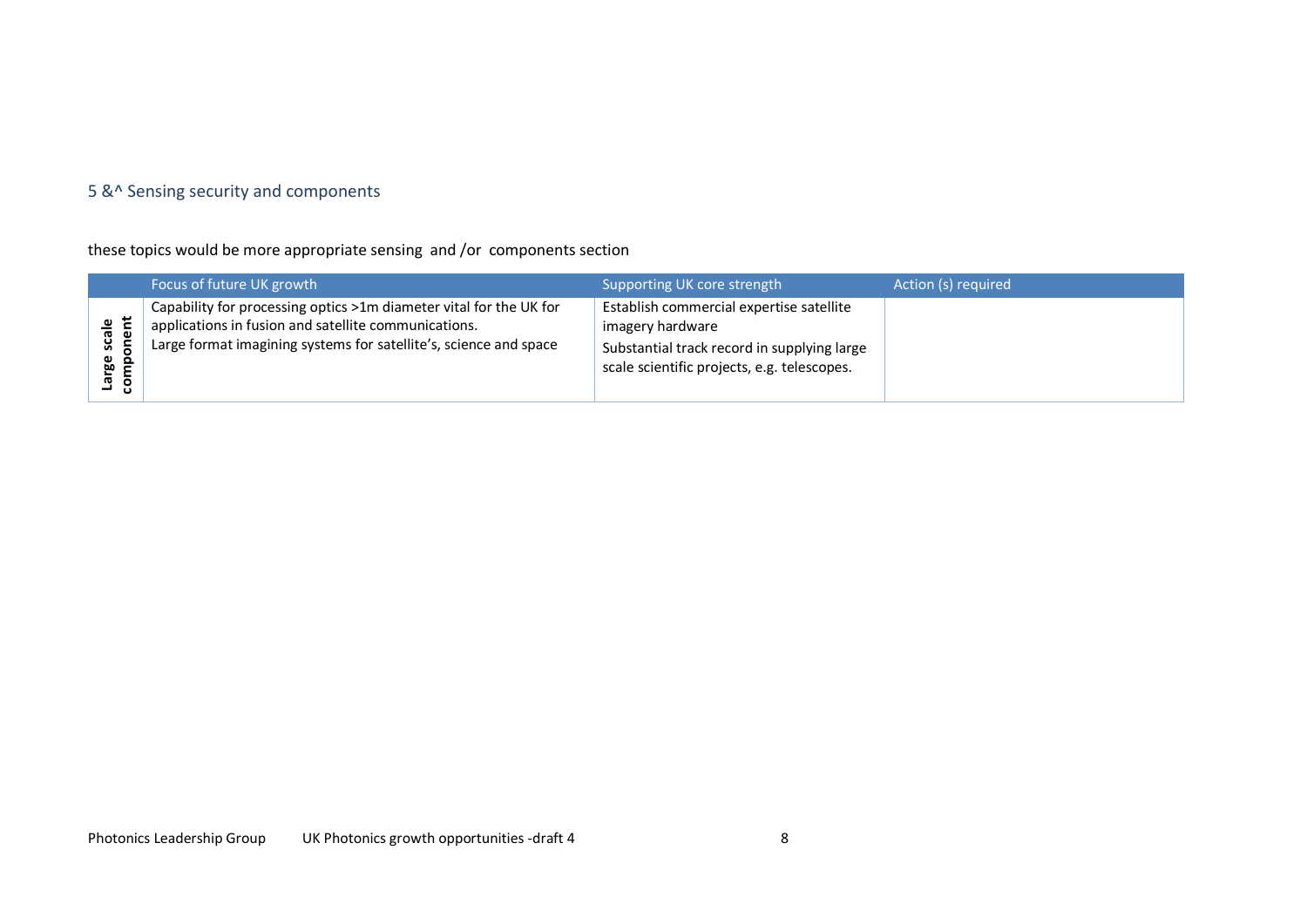## 5 &^ Sensing security and components

these topics would be more appropriate sensing and /or components section

| | Focus of future UK growth | Supporting UK core strength | Action (s) required |
|---|---|---|---|
| **Large scale component** | Capability for processing optics >1m diameter vital for the UK for applications in fusion and satellite communications.<br>Large format imagining systems for satellite's, science and space | Establish commercial expertise satellite imagery hardware<br>Substantial track record in supplying large scale scientific projects, e.g. telescopes. | |